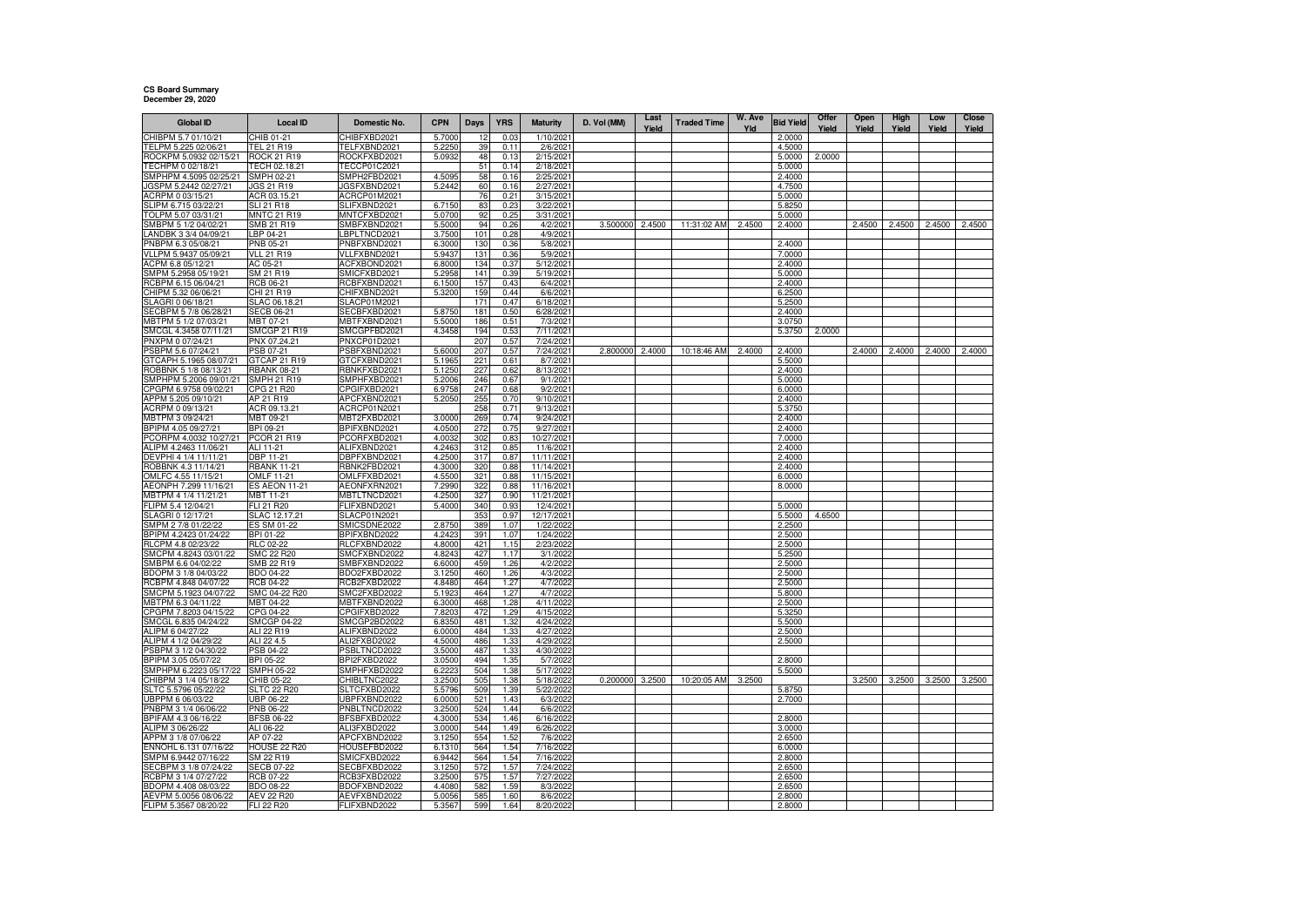**CS Board Summary**
**December 29, 2020**

| Global ID | Local ID | Domestic No. | CPN | Days | YRS | Maturity | D. Vol (MM) | Last Yield | Traded Time | W. Ave Yld | Bid Yield | Offer Yield | Open Yield | High Yield | Low Yield | Close Yield |
|---|---|---|---|---|---|---|---|---|---|---|---|---|---|---|---|---|
| CHIBPM 5.7 01/10/21 | CHIB 01-21 | CHIBFXBD2021 | 5.7000 | 12 | 0.03 | 1/10/2021 | | | | | 2.0000 | | | | | |
| TELPM 5.225 02/06/21 | TEL 21 R19 | TELFXBND2021 | 5.2250 | 39 | 0.11 | 2/6/2021 | | | | | 4.5000 | | | | | |
| ROCKPM 5.0932 02/15/21 | ROCK 21 R19 | ROCKFXBD2021 | 5.0932 | 48 | 0.13 | 2/15/2021 | | | | | 5.0000 | 2.0000 | | | | |
| TECHPM 0 02/18/21 | TECH 02.18.21 | TECCP01C2021 | | 51 | 0.14 | 2/18/2021 | | | | | 5.0000 | | | | | |
| SMPHPM 4.5095 02/25/21 | SMPH 02-21 | SMPH2FBD2021 | 4.5095 | 58 | 0.16 | 2/25/2021 | | | | | 2.4000 | | | | | |
| JGSPM 5.2442 02/27/21 | JGS 21 R19 | JGSFXBND2021 | 5.2442 | 60 | 0.16 | 2/27/2021 | | | | | 4.7500 | | | | | |
| ACRPM 0 03/15/21 | ACR 03.15.21 | ACRCP01M2021 | | 76 | 0.21 | 3/15/2021 | | | | | 5.0000 | | | | | |
| SLIPM 6.715 03/22/21 | SLI 21 R18 | SLIFXBND2021 | 6.7150 | 83 | 0.23 | 3/22/2021 | | | | | 5.8250 | | | | | |
| TOLPM 5.07 03/31/21 | MNTC 21 R19 | MNTCFXBD2021 | 5.0700 | 92 | 0.25 | 3/31/2021 | | | | | 5.0000 | | | | | |
| SMBPM 5 1/2 04/02/21 | SMB 21 R19 | SMBFXBND2021 | 5.5000 | 94 | 0.26 | 4/2/2021 | 3.500000 | 2.4500 | 11:31:02 AM | 2.4500 | 2.4000 | | 2.4500 | 2.4500 | 2.4500 | 2.4500 |
| LANDBK 3 3/4 04/09/21 | LBP 04-21 | LBPLTNCD2021 | 3.7500 | 101 | 0.28 | 4/9/2021 | | | | | | | | | | |
| PNBPM 6.3 05/08/21 | PNB 05-21 | PNBFXBND2021 | 6.3000 | 130 | 0.36 | 5/8/2021 | | | | | 2.4000 | | | | | |
| VLLPM 5.9437 05/09/21 | VLL 21 R19 | VLLFXBND2021 | 5.9437 | 131 | 0.36 | 5/9/2021 | | | | | 7.0000 | | | | | |
| ACPM 6.8 05/12/21 | AC 05-21 | ACFXBOND2021 | 6.8000 | 134 | 0.37 | 5/12/2021 | | | | | 2.4000 | | | | | |
| SMPM 5.2958 05/19/21 | SM 21 R19 | SMICFXBD2021 | 5.2958 | 141 | 0.39 | 5/19/2021 | | | | | 5.0000 | | | | | |
| RCBPM 6.15 06/04/21 | RCB 06-21 | RCBFXBND2021 | 6.1500 | 157 | 0.43 | 6/4/2021 | | | | | 2.4000 | | | | | |
| CHIPM 5.32 06/06/21 | CHI 21 R19 | CHIFXBND2021 | 5.3200 | 159 | 0.44 | 6/6/2021 | | | | | 6.2500 | | | | | |
| SLAGRI 0 06/18/21 | SLAC 06.18.21 | SLACP01M2021 | | 171 | 0.47 | 6/18/2021 | | | | | 5.2500 | | | | | |
| SECBPM 5 7/8 06/28/21 | SECB 06-21 | SECBFXBD2021 | 5.8750 | 181 | 0.50 | 6/28/2021 | | | | | 2.4000 | | | | | |
| MBTPM 5 1/2 07/03/21 | MBT 07-21 | MBTFXBND2021 | 5.5000 | 186 | 0.51 | 7/3/2021 | | | | | 3.0750 | | | | | |
| SMCGL 4.3458 07/11/21 | SMCGP 21 R19 | SMCGPFBD2021 | 4.3458 | 194 | 0.53 | 7/11/2021 | | | | | 5.3750 | 2.0000 | | | | |
| PNXPM 0 07/24/21 | PNX 07.24.21 | PNXCP01D2021 | | 207 | 0.57 | 7/24/2021 | | | | | | | | | | |
| PSBPM 5.6 07/24/21 | PSB 07-21 | PSBFXBND2021 | 5.6000 | 207 | 0.57 | 7/24/2021 | 2.800000 | 2.4000 | 10:18:46 AM | 2.4000 | 2.4000 | | 2.4000 | 2.4000 | 2.4000 | 2.4000 |
| GTCAPH 5.1965 08/07/21 | GTCAP 21 R19 | GTCFXBND2021 | 5.1965 | 221 | 0.61 | 8/7/2021 | | | | | 5.5000 | | | | | |
| ROBBNK 5 1/8 08/13/21 | RBANK 08-21 | RBNKFXBD2021 | 5.1250 | 227 | 0.62 | 8/13/2021 | | | | | 2.4000 | | | | | |
| SMPHPM 5.2006 09/01/21 | SMPH 21 R19 | SMPHFXBD2021 | 5.2006 | 246 | 0.67 | 9/1/2021 | | | | | 5.0000 | | | | | |
| CPGPM 6.9758 09/02/21 | CPG 21 R20 | CPGIFXBD2021 | 6.9758 | 247 | 0.68 | 9/2/2021 | | | | | 6.0000 | | | | | |
| APPM 5.205 09/10/21 | AP 21 R19 | APCFXBND2021 | 5.2050 | 255 | 0.70 | 9/10/2021 | | | | | 2.4000 | | | | | |
| ACRPM 0 09/13/21 | ACR 09.13.21 | ACRCP01N2021 | | 258 | 0.71 | 9/13/2021 | | | | | 5.3750 | | | | | |
| MBTPM 3 09/24/21 | MBT 09-21 | MBT2FXBD2021 | 3.0000 | 269 | 0.74 | 9/24/2021 | | | | | 2.4000 | | | | | |
| BPIPM 4.05 09/27/21 | BPI 09-21 | BPIFXBND2021 | 4.0500 | 272 | 0.75 | 9/27/2021 | | | | | 2.4000 | | | | | |
| PCORPM 4.0032 10/27/21 | PCOR 21 R19 | PCORFXBD2021 | 4.0032 | 302 | 0.83 | 10/27/2021 | | | | | 7.0000 | | | | | |
| ALIPM 4.2463 11/06/21 | ALI 11-21 | ALIFXBND2021 | 4.2463 | 312 | 0.85 | 11/6/2021 | | | | | 2.4000 | | | | | |
| DEVPHI 4 1/4 11/11/21 | DBP 11-21 | DBPFXBND2021 | 4.2500 | 317 | 0.87 | 11/11/2021 | | | | | 2.4000 | | | | | |
| ROBBNK 4.3 11/14/21 | RBANK 11-21 | RBNK2FBD2021 | 4.3000 | 320 | 0.88 | 11/14/2021 | | | | | 2.4000 | | | | | |
| OMLFC 4.55 11/15/21 | OMLF 11-21 | OMLFFXBD2021 | 4.5500 | 321 | 0.88 | 11/15/2021 | | | | | 6.0000 | | | | | |
| AEONPH 7.299 11/16/21 | ES AEON 11-21 | AEONFXRN2021 | 7.2990 | 322 | 0.88 | 11/16/2021 | | | | | 8.0000 | | | | | |
| MBTPM 4 1/4 11/21/21 | MBT 11-21 | MBTLTNCD2021 | 4.2500 | 327 | 0.90 | 11/21/2021 | | | | | | | | | | |
| FLIPM 5.4 12/04/21 | FLI 21 R20 | FLIFXBND2021 | 5.4000 | 340 | 0.93 | 12/4/2021 | | | | | 5.0000 | | | | | |
| SLAGRI 0 12/17/21 | SLAC 12.17.21 | SLACP01N2021 | | 353 | 0.97 | 12/17/2021 | | | | | 5.5000 | 4.6500 | | | | |
| SMPM 2 7/8 01/22/22 | ES SM 01-22 | SMICSDNE2022 | 2.8750 | 389 | 1.07 | 1/22/2022 | | | | | 2.2500 | | | | | |
| BPIPM 4.2423 01/24/22 | BPI 01-22 | BPIFXBND2022 | 4.2423 | 391 | 1.07 | 1/24/2022 | | | | | 2.5000 | | | | | |
| RLCPM 4.8 02/23/22 | RLC 02-22 | RLCFXBND2022 | 4.8000 | 421 | 1.15 | 2/23/2022 | | | | | 2.5000 | | | | | |
| SMCPM 4.8243 03/01/22 | SMC 22 R20 | SMCFXBND2022 | 4.8243 | 427 | 1.17 | 3/1/2022 | | | | | 5.2500 | | | | | |
| SMBPM 6.6 04/02/22 | SMB 22 R19 | SMBFXBND2022 | 6.6000 | 459 | 1.26 | 4/2/2022 | | | | | 2.5000 | | | | | |
| BDOPM 3 1/8 04/03/22 | BDO 04-22 | BDO2FXBD2022 | 3.1250 | 460 | 1.26 | 4/3/2022 | | | | | 2.5000 | | | | | |
| RCBPM 4.848 04/07/22 | RCB 04-22 | RCB2FXBD2022 | 4.8480 | 464 | 1.27 | 4/7/2022 | | | | | 2.5000 | | | | | |
| SMCPM 5.1923 04/07/22 | SMC 04-22 R20 | SMC2FXBD2022 | 5.1923 | 464 | 1.27 | 4/7/2022 | | | | | 5.8000 | | | | | |
| MBTPM 6.3 04/11/22 | MBT 04-22 | MBTFXBND2022 | 6.3000 | 468 | 1.28 | 4/11/2022 | | | | | 2.5000 | | | | | |
| CPGPM 7.8203 04/15/22 | CPG 04-22 | CPGIFXBD2022 | 7.8203 | 472 | 1.29 | 4/15/2022 | | | | | 5.3250 | | | | | |
| SMCGL 6.835 04/24/22 | SMCGP 04-22 | SMCGP2BD2022 | 6.8350 | 481 | 1.32 | 4/24/2022 | | | | | 5.5000 | | | | | |
| ALIPM 6 04/27/22 | ALI 22 R19 | ALIFXBND2022 | 6.0000 | 484 | 1.33 | 4/27/2022 | | | | | 2.5000 | | | | | |
| ALIPM 4 1/2 04/29/22 | ALI 22 4.5 | ALI2FXBD2022 | 4.5000 | 486 | 1.33 | 4/29/2022 | | | | | 2.5000 | | | | | |
| PSBPM 3 1/2 04/30/22 | PSB 04-22 | PSBLTNCD2022 | 3.5000 | 487 | 1.33 | 4/30/2022 | | | | | | | | | | |
| BPIPM 3.05 05/07/22 | BPI 05-22 | BPI2FXBD2022 | 3.0500 | 494 | 1.35 | 5/7/2022 | | | | | 2.8000 | | | | | |
| SMPHPM 6.2223 05/17/22 | SMPH 05-22 | SMPHFXBD2022 | 6.2223 | 504 | 1.38 | 5/17/2022 | | | | | 5.5000 | | | | | |
| CHIBPM 3 1/4 05/18/22 | CHIB 05-22 | CHIBLTNC2022 | 3.2500 | 505 | 1.38 | 5/18/2022 | 0.200000 | 3.2500 | 10:20:05 AM | 3.2500 | | | 3.2500 | 3.2500 | 3.2500 | 3.2500 |
| SLTC 5.5796 05/22/22 | SLTC 22 R20 | SLTCFXBD2022 | 5.5796 | 509 | 1.39 | 5/22/2022 | | | | | 5.8750 | | | | | |
| UBPPM 6 06/03/22 | UBP 06-22 | UBPFXBND2022 | 6.0000 | 521 | 1.43 | 6/3/2022 | | | | | 2.7000 | | | | | |
| PNBPM 3 1/4 06/06/22 | PNB 06-22 | PNBLTNCD2022 | 3.2500 | 524 | 1.44 | 6/6/2022 | | | | | | | | | | |
| BPIFAM 4.3 06/16/22 | BFSB 06-22 | BFSBFXBD2022 | 4.3000 | 534 | 1.46 | 6/16/2022 | | | | | 2.8000 | | | | | |
| ALIPM 3 06/26/22 | ALI 06-22 | ALI3FXBD2022 | 3.0000 | 544 | 1.49 | 6/26/2022 | | | | | 3.0000 | | | | | |
| APPM 3 1/8 07/06/22 | AP 07-22 | APCFXBND2022 | 3.1250 | 554 | 1.52 | 7/6/2022 | | | | | 2.6500 | | | | | |
| ENNOHL 6.131 07/16/22 | HOUSE 22 R20 | HOUSEFBD2022 | 6.1310 | 564 | 1.54 | 7/16/2022 | | | | | 6.0000 | | | | | |
| SMPM 6.9442 07/16/22 | SM 22 R19 | SMICFXBD2022 | 6.9442 | 564 | 1.54 | 7/16/2022 | | | | | 2.8000 | | | | | |
| SECBPM 3 1/8 07/24/22 | SECB 07-22 | SECBFXBD2022 | 3.1250 | 572 | 1.57 | 7/24/2022 | | | | | 2.6500 | | | | | |
| RCBPM 3 1/4 07/27/22 | RCB 07-22 | RCB3FXBD2022 | 3.2500 | 575 | 1.57 | 7/27/2022 | | | | | 2.6500 | | | | | |
| BDOPM 4.408 08/03/22 | BDO 08-22 | BDOFXBND2022 | 4.4080 | 582 | 1.59 | 8/3/2022 | | | | | 2.6500 | | | | | |
| AEVPM 5.0056 08/06/22 | AEV 22 R20 | AEVFXBND2022 | 5.0056 | 585 | 1.60 | 8/6/2022 | | | | | 2.8000 | | | | | |
| FLIPM 5.3567 08/20/22 | FLI 22 R20 | FLIFXBND2022 | 5.3567 | 599 | 1.64 | 8/20/2022 | | | | | 2.8000 | | | | | |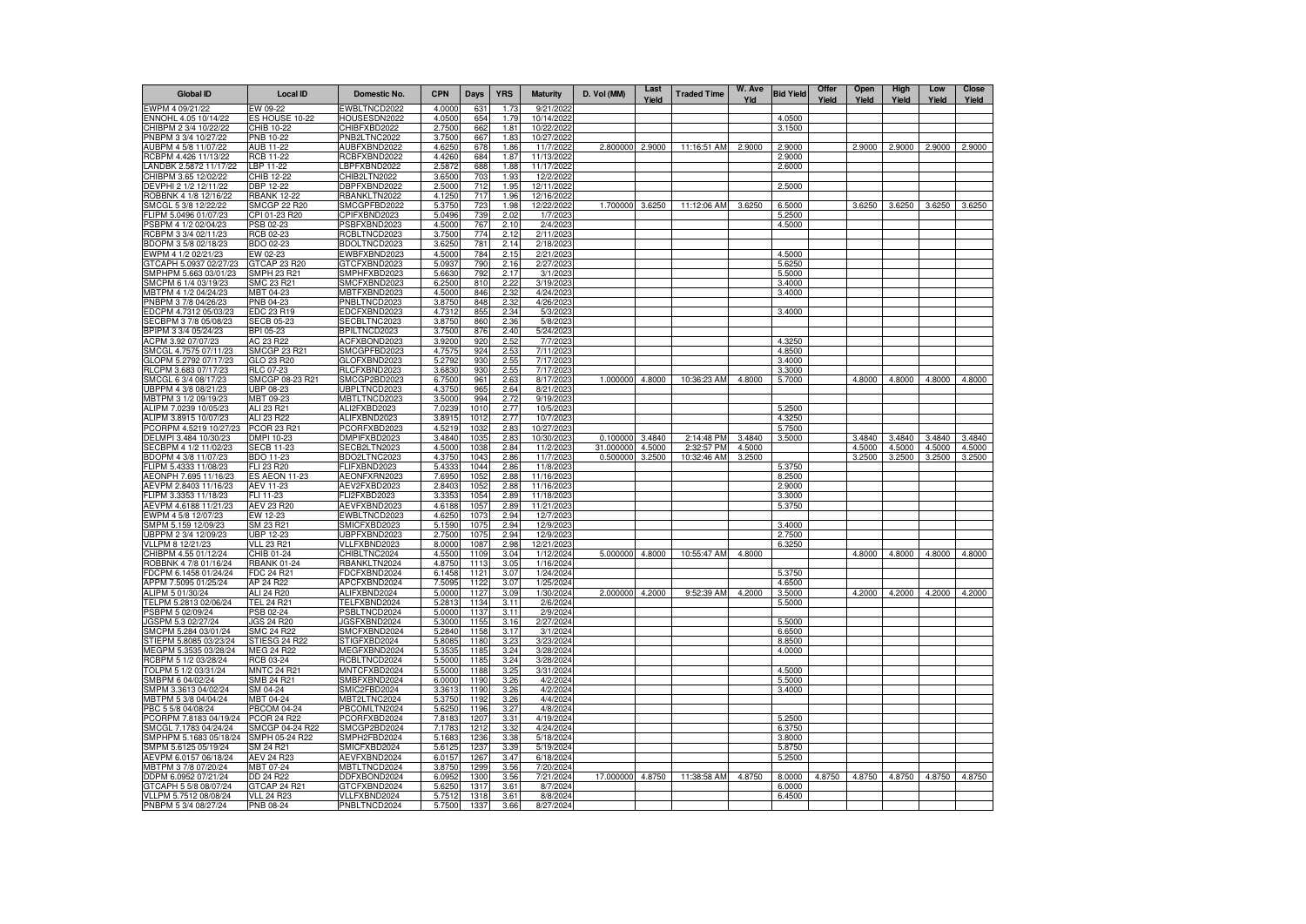| Global ID | Local ID | Domestic No. | CPN | Days | YRS | Maturity | D. Vol (MM) | Last Yield | Traded Time | W. Ave Yld | Bid Yield | Offer Yield | Open Yield | High Yield | Low Yield | Close Yield |
|---|---|---|---|---|---|---|---|---|---|---|---|---|---|---|---|---|
| EWPM 4 09/21/22 | EW 09-22 | EWBLTNCD2022 | 4.0000 | 631 | 1.73 | 9/21/2022 | | | | | | | | | | |
| ENNOHL 4.05 10/14/22 | ES HOUSE 10-22 | HOUSESDN2022 | 4.0500 | 654 | 1.79 | 10/14/2022 | | | | | 4.0500 | | | | | |
| CHIBPM 2 3/4 10/22/22 | CHIB 10-22 | CHIBFXBD2022 | 2.7500 | 662 | 1.81 | 10/22/2022 | | | | | 3.1500 | | | | | |
| PNBPM 3 3/4 10/27/22 | PNB 10-22 | PNB2LTNC2022 | 3.7500 | 667 | 1.83 | 10/27/2022 | | | | | | | | | | |
| AUBPM 4 5/8 11/07/22 | AUB 11-22 | AUBFXBND2022 | 4.6250 | 678 | 1.86 | 11/7/2022 | 2.800000 | 2.9000 | 11:16:51 AM | 2.9000 | 2.9000 | | 2.9000 | 2.9000 | 2.9000 | 2.9000 |
| RCBPM 4.426 11/13/22 | RCB 11-22 | RCBFXBND2022 | 4.4260 | 684 | 1.87 | 11/13/2022 | | | | | 2.9000 | | | | | |
| LANDBK 2.5872 11/17/22 | LBP 11-22 | LBPFXBND2022 | 2.5872 | 688 | 1.88 | 11/17/2022 | | | | | 2.6000 | | | | | |
| CHIBPM 3.65 12/02/22 | CHIB 12-22 | CHIB2LTN2022 | 3.6500 | 703 | 1.93 | 12/2/2022 | | | | | | | | | | |
| DEVPHI 2 1/2 12/11/22 | DBP 12-22 | DBPFXBND2022 | 2.5000 | 712 | 1.95 | 12/11/2022 | | | | | 2.5000 | | | | | |
| ROBBNK 4 1/8 12/16/22 | RBANK 12-22 | RBANKLTN2022 | 4.1250 | 717 | 1.96 | 12/16/2022 | | | | | | | | | | |
| SMCGL 5 3/8 12/22/22 | SMCGP 22 R20 | SMCGPFBD2022 | 5.3750 | 723 | 1.98 | 12/22/2022 | 1.700000 | 3.6250 | 11:12:06 AM | 3.6250 | 6.5000 | | 3.6250 | 3.6250 | 3.6250 | 3.6250 |
| FLIPM 5.0496 01/07/23 | CPI 01-23 R20 | CPIFXBND2023 | 5.0496 | 739 | 2.02 | 1/7/2023 | | | | | 5.2500 | | | | | |
| PSBPM 4 1/2 02/04/23 | PSB 02-23 | PSBFXBND2023 | 4.5000 | 767 | 2.10 | 2/4/2023 | | | | | 4.5000 | | | | | |
| RCBPM 3 3/4 02/11/23 | RCB 02-23 | RCBLTNCD2023 | 3.7500 | 774 | 2.12 | 2/11/2023 | | | | | | | | | | |
| BDOPM 3 5/8 02/18/23 | BDO 02-23 | BDOLTNCD2023 | 3.6250 | 781 | 2.14 | 2/18/2023 | | | | | | | | | | |
| EWPM 4 1/2 02/21/23 | EW 02-23 | EWBFXBND2023 | 4.5000 | 784 | 2.15 | 2/21/2023 | | | | | 4.5000 | | | | | |
| GTCAPH 5.0937 02/27/23 | GTCAP 23 R20 | GTCFXBND2023 | 5.0937 | 790 | 2.16 | 2/27/2023 | | | | | 5.6250 | | | | | |
| SMPHPM 5.663 03/01/23 | SMPH 23 R21 | SMPHFXBD2023 | 5.6630 | 792 | 2.17 | 3/1/2023 | | | | | 5.5000 | | | | | |
| SMCPM 6 1/4 03/19/23 | SMC 23 R21 | SMCFXBND2023 | 6.2500 | 810 | 2.22 | 3/19/2023 | | | | | 3.4000 | | | | | |
| MBTPM 4 1/2 04/24/23 | MBT 04-23 | MBTFXBND2023 | 4.5000 | 846 | 2.32 | 4/24/2023 | | | | | 3.4000 | | | | | |
| PNBPM 3 7/8 04/26/23 | PNB 04-23 | PNBLTNCD2023 | 3.8750 | 848 | 2.32 | 4/26/2023 | | | | | | | | | | |
| EDCPM 4.7312 05/03/23 | EDC 23 R19 | EDCFXBND2023 | 4.7312 | 855 | 2.34 | 5/3/2023 | | | | | 3.4000 | | | | | |
| SECBPM 3 7/8 05/08/23 | SECB 05-23 | SECBLTNC2023 | 3.8750 | 860 | 2.36 | 5/8/2023 | | | | | | | | | | |
| BPIPM 3 3/4 05/24/23 | BPI 05-23 | BPILTNCD2023 | 3.7500 | 876 | 2.40 | 5/24/2023 | | | | | | | | | | |
| ACPM 3.92 07/07/23 | AC 23 R22 | ACFXBOND2023 | 3.9200 | 920 | 2.52 | 7/7/2023 | | | | | 4.3250 | | | | | |
| SMCGL 4.7575 07/11/23 | SMCGP 23 R21 | SMCGPFBD2023 | 4.7575 | 924 | 2.53 | 7/11/2023 | | | | | 4.8500 | | | | | |
| GLOPM 5.2792 07/17/23 | GLO 23 R20 | GLOFXBND2023 | 5.2792 | 930 | 2.55 | 7/17/2023 | | | | | 3.4000 | | | | | |
| RLCPM 3.683 07/17/23 | RLC 07-23 | RLCFXBND2023 | 3.6830 | 930 | 2.55 | 7/17/2023 | | | | | 3.3000 | | | | | |
| SMCGL 6 3/4 08/17/23 | SMCGP 08-23 R21 | SMCGP2BD2023 | 6.7500 | 961 | 2.63 | 8/17/2023 | 1.000000 | 4.8000 | 10:36:23 AM | 4.8000 | 5.7000 | | 4.8000 | 4.8000 | 4.8000 | 4.8000 |
| UBPPM 4 3/8 08/21/23 | UBP 08-23 | UBPLTNCD2023 | 4.3750 | 965 | 2.64 | 8/21/2023 | | | | | | | | | | |
| MBTPM 3 1/2 09/19/23 | MBT 09-23 | MBTLTNCD2023 | 3.5000 | 994 | 2.72 | 9/19/2023 | | | | | | | | | | |
| ALIPM 7.0239 10/05/23 | ALI 23 R21 | ALI2FXBD2023 | 7.0239 | 1010 | 2.77 | 10/5/2023 | | | | | 5.2500 | | | | | |
| ALIPM 3.8915 10/07/23 | ALI 23 R22 | ALIFXBND2023 | 3.8915 | 1012 | 2.77 | 10/7/2023 | | | | | 4.3250 | | | | | |
| PCORPM 4.5219 10/27/23 | PCOR 23 R21 | PCORFXBD2023 | 4.5219 | 1032 | 2.83 | 10/27/2023 | | | | | 5.7500 | | | | | |
| DELMPI 3.484 10/30/23 | DMPI 10-23 | DMPIFXBD2023 | 3.4840 | 1035 | 2.83 | 10/30/2023 | 0.100000 | 3.4840 | 2:14:48 PM | 3.4840 | 3.5000 | | 3.4840 | 3.4840 | 3.4840 | 3.4840 |
| SECBPM 4 1/2 11/02/23 | SECB 11-23 | SECB2LTN2023 | 4.5000 | 1038 | 2.84 | 11/2/2023 | 31.000000 | 4.5000 | 2:32:57 PM | 4.5000 | | | 4.5000 | 4.5000 | 4.5000 | 4.5000 |
| BDOPM 4 3/8 11/07/23 | BDO 11-23 | BDO2LTNC2023 | 4.3750 | 1043 | 2.86 | 11/7/2023 | 0.500000 | 3.2500 | 10:32:46 AM | 3.2500 | | | 3.2500 | 3.2500 | 3.2500 | 3.2500 |
| FLIPM 5.4333 11/08/23 | FLI 23 R20 | FLIFXBND2023 | 5.4333 | 1044 | 2.86 | 11/8/2023 | | | | | 5.3750 | | | | | |
| AEONPH 7.695 11/16/23 | ES AEON 11-23 | AEONFXRN2023 | 7.6950 | 1052 | 2.88 | 11/16/2023 | | | | | 8.2500 | | | | | |
| AEVPM 2.8403 11/16/23 | AEV 11-23 | AEV2FXBD2023 | 2.8403 | 1052 | 2.88 | 11/16/2023 | | | | | 2.9000 | | | | | |
| FLIPM 3.3353 11/18/23 | FLI 11-23 | FLI2FXBD2023 | 3.3353 | 1054 | 2.89 | 11/18/2023 | | | | | 3.3000 | | | | | |
| AEVPM 4.6188 11/21/23 | AEV 23 R20 | AEVFXBND2023 | 4.6188 | 1057 | 2.89 | 11/21/2023 | | | | | 5.3750 | | | | | |
| EWPM 4 5/8 12/07/23 | EW 12-23 | EWBLTNCD2023 | 4.6250 | 1073 | 2.94 | 12/7/2023 | | | | | | | | | | |
| SMPM 5.159 12/09/23 | SM 23 R21 | SMICFXBD2023 | 5.1590 | 1075 | 2.94 | 12/9/2023 | | | | | 3.4000 | | | | | |
| UBPPM 2 3/4 12/09/23 | UBP 12-23 | UBPFXBND2023 | 2.7500 | 1075 | 2.94 | 12/9/2023 | | | | | 2.7500 | | | | | |
| VLLPM 8 12/21/23 | VLL 23 R21 | VLLFXBND2023 | 8.0000 | 1087 | 2.98 | 12/21/2023 | | | | | 6.3250 | | | | | |
| CHIBPM 4.55 01/12/24 | CHIB 01-24 | CHIBLTNC2024 | 4.5500 | 1109 | 3.04 | 1/12/2024 | 5.000000 | 4.8000 | 10:55:47 AM | 4.8000 | | | 4.8000 | 4.8000 | 4.8000 | 4.8000 |
| ROBBNK 4 7/8 01/16/24 | RBANK 01-24 | RBANKLTN2024 | 4.8750 | 1113 | 3.05 | 1/16/2024 | | | | | | | | | | |
| FDCPM 6.1458 01/24/24 | FDC 24 R21 | FDCFXBND2024 | 6.1458 | 1121 | 3.07 | 1/24/2024 | | | | | 5.3750 | | | | | |
| APPM 7.5095 01/25/24 | AP 24 R22 | APCFXBND2024 | 7.5095 | 1122 | 3.07 | 1/25/2024 | | | | | 4.6500 | | | | | |
| ALIPM 5 01/30/24 | ALI 24 R20 | ALIFXBND2024 | 5.0000 | 1127 | 3.09 | 1/30/2024 | 2.000000 | 4.2000 | 9:52:39 AM | 4.2000 | 3.5000 | | 4.2000 | 4.2000 | 4.2000 | 4.2000 |
| TELPM 5.2813 02/06/24 | TEL 24 R21 | TELFXBND2024 | 5.2813 | 1134 | 3.11 | 2/6/2024 | | | | | 5.5000 | | | | | |
| PSBPM 5 02/09/24 | PSB 02-24 | PSBLTNCD2024 | 5.0000 | 1137 | 3.11 | 2/9/2024 | | | | | | | | | | |
| JGSPM 5.3 02/27/24 | JGS 24 R20 | JGSFXBND2024 | 5.3000 | 1155 | 3.16 | 2/27/2024 | | | | | 5.5000 | | | | | |
| SMCPM 5.284 03/01/24 | SMC 24 R22 | SMCFXBND2024 | 5.2840 | 1158 | 3.17 | 3/1/2024 | | | | | 6.6500 | | | | | |
| STIEPM 5.8085 03/23/24 | STIESG 24 R22 | STIGFXBD2024 | 5.8085 | 1180 | 3.23 | 3/23/2024 | | | | | 8.8500 | | | | | |
| MEGPM 5.3535 03/28/24 | MEG 24 R22 | MEGFXBND2024 | 5.3535 | 1185 | 3.24 | 3/28/2024 | | | | | 4.0000 | | | | | |
| RCBPM 5 1/2 03/28/24 | RCB 03-24 | RCBLTNCD2024 | 5.5000 | 1185 | 3.24 | 3/28/2024 | | | | | | | | | | |
| TOLPM 5 1/2 03/31/24 | MNTC 24 R21 | MNTCFXBD2024 | 5.5000 | 1188 | 3.25 | 3/31/2024 | | | | | 4.5000 | | | | | |
| SMBPM 6 04/02/24 | SMB 24 R21 | SMBFXBND2024 | 6.0000 | 1190 | 3.26 | 4/2/2024 | | | | | 5.5000 | | | | | |
| SMPM 3.3613 04/02/24 | SM 04-24 | SMIC2FBD2024 | 3.3613 | 1190 | 3.26 | 4/2/2024 | | | | | 3.4000 | | | | | |
| MBTPM 5 3/8 04/04/24 | MBT 04-24 | MBT2LTNC2024 | 5.3750 | 1192 | 3.26 | 4/4/2024 | | | | | | | | | | |
| PBC 5 5/8 04/08/24 | PBCOM 04-24 | PBCOMLTN2024 | 5.6250 | 1196 | 3.27 | 4/8/2024 | | | | | | | | | | |
| PCORPM 7.8183 04/19/24 | PCOR 24 R22 | PCORFXBD2024 | 7.8183 | 1207 | 3.31 | 4/19/2024 | | | | | 5.2500 | | | | | |
| SMCGL 7.1783 04/24/24 | SMCGP 04-24 R22 | SMCGP2BD2024 | 7.1783 | 1212 | 3.32 | 4/24/2024 | | | | | 6.3750 | | | | | |
| SMPHPM 5.1683 05/18/24 | SMPH 05-24 R22 | SMPH2FBD2024 | 5.1683 | 1236 | 3.38 | 5/18/2024 | | | | | 3.8000 | | | | | |
| SMPM 5.6125 05/19/24 | SM 24 R21 | SMICFXBD2024 | 5.6125 | 1237 | 3.39 | 5/19/2024 | | | | | 5.8750 | | | | | |
| AEVPM 6.0157 06/18/24 | AEV 24 R23 | AEVFXBND2024 | 6.0157 | 1267 | 3.47 | 6/18/2024 | | | | | 5.2500 | | | | | |
| MBTPM 3 7/8 07/20/24 | MBT 07-24 | MBTLTNCD2024 | 3.8750 | 1299 | 3.56 | 7/20/2024 | | | | | | | | | | |
| DDPM 6.0952 07/21/24 | DD 24 R22 | DDFXBOND2024 | 6.0952 | 1300 | 3.56 | 7/21/2024 | 17.000000 | 4.8750 | 11:38:58 AM | 4.8750 | 8.0000 | 4.8750 | 4.8750 | 4.8750 | 4.8750 | 4.8750 |
| GTCAPH 5 5/8 08/07/24 | GTCAP 24 R21 | GTCFXBND2024 | 5.6250 | 1317 | 3.61 | 8/7/2024 | | | | | 6.0000 | | | | | |
| VLLPM 5.7512 08/08/24 | VLL 24 R23 | VLLFXBND2024 | 5.7512 | 1318 | 3.61 | 8/8/2024 | | | | | 6.4500 | | | | | |
| PNBPM 5 3/4 08/27/24 | PNB 08-24 | PNBLTNCD2024 | 5.7500 | 1337 | 3.66 | 8/27/2024 | | | | | | | | | | |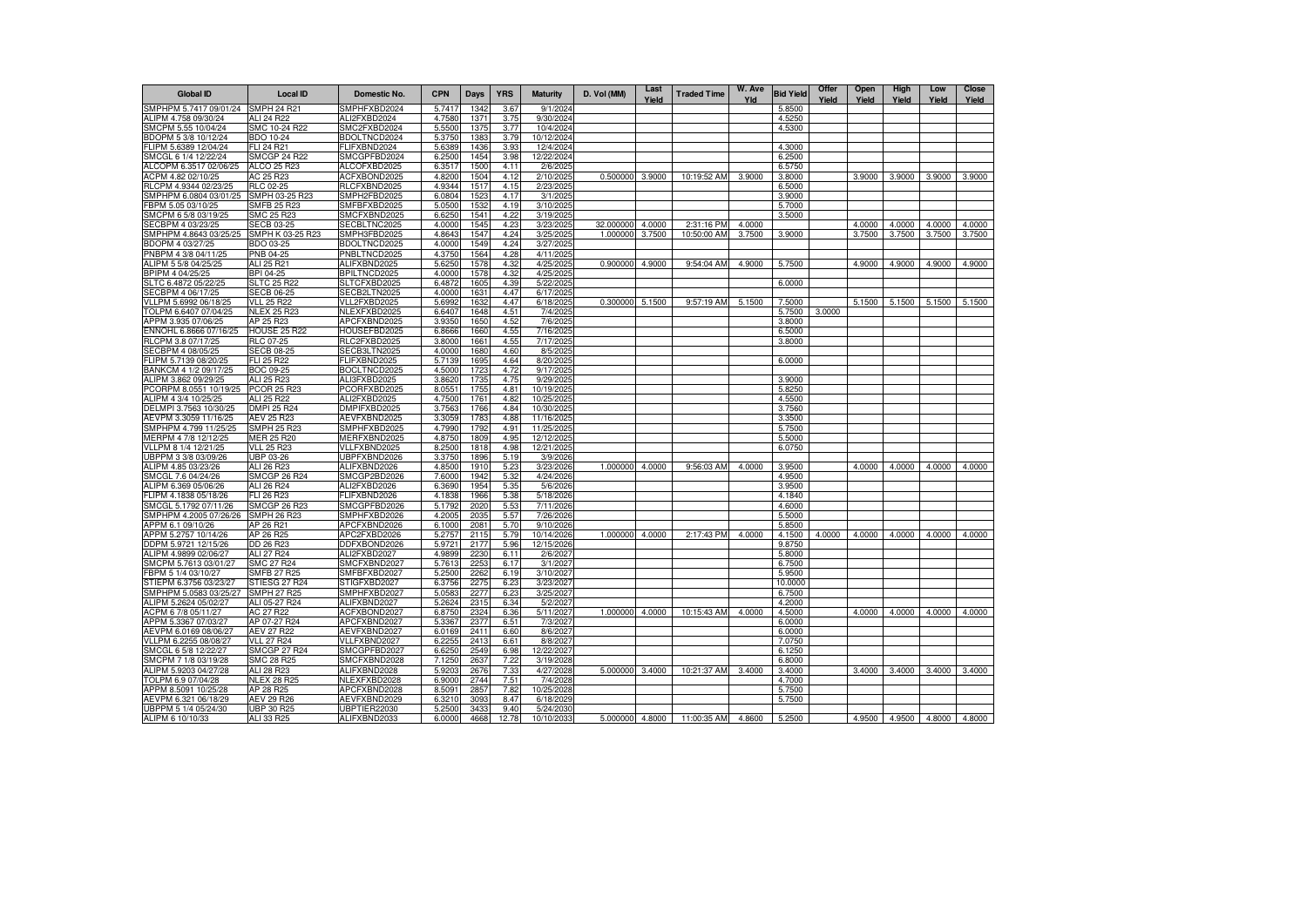| Global ID | Local ID | Domestic No. | CPN | Days | YRS | Maturity | D. Vol (MM) | Last Yield | Traded Time | W. Ave Yld | Bid Yield | Offer Yield | Open Yield | High Yield | Low Yield | Close Yield |
|---|---|---|---|---|---|---|---|---|---|---|---|---|---|---|---|---|
| SMPHPM 5.7417 09/01/24 | SMPH 24 R21 | SMPHFXBD2024 | 5.7417 | 1342 | 3.67 | 9/1/2024 | | | | | 5.8500 | | | | | |
| ALIPM 4.758 09/30/24 | ALI 24 R22 | ALI2FXBD2024 | 4.7580 | 1371 | 3.75 | 9/30/2024 | | | | | 4.5250 | | | | | |
| SMCPM 5.55 10/04/24 | SMC 10-24 R22 | SMC2FXBD2024 | 5.5500 | 1375 | 3.77 | 10/4/2024 | | | | | 4.5300 | | | | | |
| BDOPM 5 3/8 10/12/24 | BDO 10-24 | BDOLTNCD2024 | 5.3750 | 1383 | 3.79 | 10/12/2024 | | | | | | | | | | |
| FLIPM 5.6389 12/04/24 | FLI 24 R21 | FLIFXBND2024 | 5.6389 | 1436 | 3.93 | 12/4/2024 | | | | | 4.3000 | | | | | |
| SMCGL 6 1/4 12/22/24 | SMCGP 24 R22 | SMCGPFBD2024 | 6.2500 | 1454 | 3.98 | 12/22/2024 | | | | | 6.2500 | | | | | |
| ALCOPM 6.3517 02/06/25 | ALCO 25 R23 | ALCOFXBD2025 | 6.3517 | 1500 | 4.11 | 2/6/2025 | | | | | 6.5750 | | | | | |
| ACPM 4.82 02/10/25 | AC 25 R23 | ACFXBOND2025 | 4.8200 | 1504 | 4.12 | 2/10/2025 | 0.500000 | 3.9000 | 10:19:52 AM | 3.9000 | 3.8000 | | 3.9000 | 3.9000 | 3.9000 | 3.9000 |
| RLCPM 4.9344 02/23/25 | RLC 02-25 | RLCFXBND2025 | 4.9344 | 1517 | 4.15 | 2/23/2025 | | | | | 6.5000 | | | | | |
| SMPHPM 6.0804 03/01/25 | SMPH 03-25 R23 | SMPH2FBD2025 | 6.0804 | 1523 | 4.17 | 3/1/2025 | | | | | 3.9000 | | | | | |
| FBPM 5.05 03/10/25 | SMFB 25 R23 | SMFBFXBD2025 | 5.0500 | 1532 | 4.19 | 3/10/2025 | | | | | 5.7000 | | | | | |
| SMCPM 6 5/8 03/19/25 | SMC 25 R23 | SMCFXBND2025 | 6.6250 | 1541 | 4.22 | 3/19/2025 | | | | | 3.5000 | | | | | |
| SECBPM 4 03/23/25 | SECB 03-25 | SECBLTNC2025 | 4.0000 | 1545 | 4.23 | 3/23/2025 | 32.000000 | 4.0000 | 2:31:16 PM | 4.0000 | | | 4.0000 | 4.0000 | 4.0000 | 4.0000 |
| SMPHPM 4.8643 03/25/25 | SMPH K 03-25 R23 | SMPH3FBD2025 | 4.8643 | 1547 | 4.24 | 3/25/2025 | 1.000000 | 3.7500 | 10:50:00 AM | 3.7500 | 3.9000 | | 3.7500 | 3.7500 | 3.7500 | 3.7500 |
| BDOPM 4 03/27/25 | BDO 03-25 | BDOLTNCD2025 | 4.0000 | 1549 | 4.24 | 3/27/2025 | | | | | | | | | | |
| PNBPM 4 3/8 04/11/25 | PNB 04-25 | PNBLTNCD2025 | 4.3750 | 1564 | 4.28 | 4/11/2025 | | | | | | | | | | |
| ALIPM 5 5/8 04/25/25 | ALI 25 R21 | ALIFXBND2025 | 5.6250 | 1578 | 4.32 | 4/25/2025 | 0.900000 | 4.9000 | 9:54:04 AM | 4.9000 | 5.7500 | | 4.9000 | 4.9000 | 4.9000 | 4.9000 |
| BPIPM 4 04/25/25 | BPI 04-25 | BPILTNCD2025 | 4.0000 | 1578 | 4.32 | 4/25/2025 | | | | | | | | | | |
| SLTC 6.4872 05/22/25 | SLTC 25 R22 | SLTCFXBD2025 | 6.4872 | 1605 | 4.39 | 5/22/2025 | | | | | 6.0000 | | | | | |
| SECBPM 4 06/17/25 | SECB 06-25 | SECB2LTN2025 | 4.0000 | 1631 | 4.47 | 6/17/2025 | | | | | | | | | | |
| VLLPM 5.6992 06/18/25 | VLL 25 R22 | VLL2FXBD2025 | 5.6992 | 1632 | 4.47 | 6/18/2025 | 0.300000 | 5.1500 | 9:57:19 AM | 5.1500 | 7.5000 | | 5.1500 | 5.1500 | 5.1500 | 5.1500 |
| TOLPM 6.6407 07/04/25 | NLEX 25 R23 | NLEXFXBD2025 | 6.6407 | 1648 | 4.51 | 7/4/2025 | | | | | 5.7500 | 3.0000 | | | | |
| APPM 3.935 07/06/25 | AP 25 R23 | APCFXBND2025 | 3.9350 | 1650 | 4.52 | 7/6/2025 | | | | | 3.8000 | | | | | |
| ENNOHL 6.8666 07/16/25 | HOUSE 25 R22 | HOUSEFBD2025 | 6.8666 | 1660 | 4.55 | 7/16/2025 | | | | | 6.5000 | | | | | |
| RLCPM 3.8 07/17/25 | RLC 07-25 | RLC2FXBD2025 | 3.8000 | 1661 | 4.55 | 7/17/2025 | | | | | 3.8000 | | | | | |
| SECBPM 4 08/05/25 | SECB 08-25 | SECB3LTN2025 | 4.0000 | 1680 | 4.60 | 8/5/2025 | | | | | | | | | | |
| FLIPM 5.7139 08/20/25 | FLI 25 R22 | FLIFXBND2025 | 5.7139 | 1695 | 4.64 | 8/20/2025 | | | | | 6.0000 | | | | | |
| BANKCM 4 1/2 09/17/25 | BOC 09-25 | BOCLTNCD2025 | 4.5000 | 1723 | 4.72 | 9/17/2025 | | | | | | | | | | |
| ALIPM 3.862 09/29/25 | ALI 25 R23 | ALI3FXBD2025 | 3.8620 | 1735 | 4.75 | 9/29/2025 | | | | | 3.9000 | | | | | |
| PCORPM 8.0551 10/19/25 | PCOR 25 R23 | PCORFXBD2025 | 8.0551 | 1755 | 4.81 | 10/19/2025 | | | | | 5.8250 | | | | | |
| ALIPM 4 3/4 10/25/25 | ALI 25 R22 | ALI2FXBD2025 | 4.7500 | 1761 | 4.82 | 10/25/2025 | | | | | 4.5500 | | | | | |
| DELMPI 3.7563 10/30/25 | DMPI 25 R24 | DMPIFXBD2025 | 3.7563 | 1766 | 4.84 | 10/30/2025 | | | | | 3.7560 | | | | | |
| AEVPM 3.3059 11/16/25 | AEV 25 R23 | AEVFXBND2025 | 3.3059 | 1783 | 4.88 | 11/16/2025 | | | | | 3.3500 | | | | | |
| SMPHPM 4.799 11/25/25 | SMPH 25 R23 | SMPHFXBD2025 | 4.7990 | 1792 | 4.91 | 11/25/2025 | | | | | 5.7500 | | | | | |
| MERPM 4 7/8 12/12/25 | MER 25 R20 | MERFXBND2025 | 4.8750 | 1809 | 4.95 | 12/12/2025 | | | | | 5.5000 | | | | | |
| VLLPM 8 1/4 12/21/25 | VLL 25 R23 | VLLFXBND2025 | 8.2500 | 1818 | 4.98 | 12/21/2025 | | | | | 6.0750 | | | | | |
| UBPPM 3 3/8 03/09/26 | UBP 03-26 | UBPFXBND2026 | 3.3750 | 1896 | 5.19 | 3/9/2026 | | | | | | | | | | |
| ALIPM 4.85 03/23/26 | ALI 26 R23 | ALIFXBND2026 | 4.8500 | 1910 | 5.23 | 3/23/2026 | 1.000000 | 4.0000 | 9:56:03 AM | 4.0000 | 3.9500 | | 4.0000 | 4.0000 | 4.0000 | 4.0000 |
| SMCGL 7.6 04/24/26 | SMCGP 26 R24 | SMCGP2BD2026 | 7.6000 | 1942 | 5.32 | 4/24/2026 | | | | | 4.9500 | | | | | |
| ALIPM 6.369 05/06/26 | ALI 26 R24 | ALI2FXBD2026 | 6.3690 | 1954 | 5.35 | 5/6/2026 | | | | | 3.9500 | | | | | |
| FLIPM 4.1838 05/18/26 | FLI 26 R23 | FLIFXBND2026 | 4.1838 | 1966 | 5.38 | 5/18/2026 | | | | | 4.1840 | | | | | |
| SMCGL 5.1792 07/11/26 | SMCGP 26 R23 | SMCGPFBD2026 | 5.1792 | 2020 | 5.53 | 7/11/2026 | | | | | 4.6000 | | | | | |
| SMPHPM 4.2005 07/26/26 | SMPH 26 R23 | SMPHFXBD2026 | 4.2005 | 2035 | 5.57 | 7/26/2026 | | | | | 5.5000 | | | | | |
| APPM 6.1 09/10/26 | AP 26 R21 | APCFXBND2026 | 6.1000 | 2081 | 5.70 | 9/10/2026 | | | | | 5.8500 | | | | | |
| APPM 5.2757 10/14/26 | AP 26 R25 | APC2FXBD2026 | 5.2757 | 2115 | 5.79 | 10/14/2026 | 1.000000 | 4.0000 | 2:17:43 PM | 4.0000 | 4.1500 | 4.0000 | 4.0000 | 4.0000 | 4.0000 | 4.0000 |
| DDPM 5.9721 12/15/26 | DD 26 R23 | DDFXBOND2026 | 5.9721 | 2177 | 5.96 | 12/15/2026 | | | | | 9.8750 | | | | | |
| ALIPM 4.9899 02/06/27 | ALI 27 R24 | ALI2FXBD2027 | 4.9899 | 2230 | 6.11 | 2/6/2027 | | | | | 5.8000 | | | | | |
| SMCPM 5.7613 03/01/27 | SMC 27 R24 | SMCFXBND2027 | 5.7613 | 2253 | 6.17 | 3/1/2027 | | | | | 6.7500 | | | | | |
| FBPM 5 1/4 03/10/27 | SMFB 27 R25 | SMFBFXBD2027 | 5.2500 | 2262 | 6.19 | 3/10/2027 | | | | | 5.9500 | | | | | |
| STIEPM 6.3756 03/23/27 | STIESG 27 R24 | STIGFXBD2027 | 6.3756 | 2275 | 6.23 | 3/23/2027 | | | | | 10.0000 | | | | | |
| SMPHPM 5.0583 03/25/27 | SMPH 27 R25 | SMPHFXBD2027 | 5.0583 | 2277 | 6.23 | 3/25/2027 | | | | | 6.7500 | | | | | |
| ALIPM 5.2624 05/02/27 | ALI 05-27 R24 | ALIFXBND2027 | 5.2624 | 2315 | 6.34 | 5/2/2027 | | | | | 4.2000 | | | | | |
| ACPM 6 7/8 05/11/27 | AC 27 R22 | ACFXBOND2027 | 6.8750 | 2324 | 6.36 | 5/11/2027 | 1.000000 | 4.0000 | 10:15:43 AM | 4.0000 | 4.5000 | | 4.0000 | 4.0000 | 4.0000 | 4.0000 |
| APPM 5.3367 07/03/27 | AP 07-27 R24 | APCFXBND2027 | 5.3367 | 2377 | 6.51 | 7/3/2027 | | | | | 6.0000 | | | | | |
| AEVPM 6.0169 08/06/27 | AEV 27 R22 | AEVFXBND2027 | 6.0169 | 2411 | 6.60 | 8/6/2027 | | | | | 6.0000 | | | | | |
| VLLPM 6.2255 08/08/27 | VLL 27 R24 | VLLFXBND2027 | 6.2255 | 2413 | 6.61 | 8/8/2027 | | | | | 7.0750 | | | | | |
| SMCGL 6 5/8 12/22/27 | SMCGP 27 R24 | SMCGPFBD2027 | 6.6250 | 2549 | 6.98 | 12/22/2027 | | | | | 6.1250 | | | | | |
| SMCPM 7 1/8 03/19/28 | SMC 28 R25 | SMCFXBND2028 | 7.1250 | 2637 | 7.22 | 3/19/2028 | | | | | 6.8000 | | | | | |
| ALIPM 5.9203 04/27/28 | ALI 28 R23 | ALIFXBND2028 | 5.9203 | 2676 | 7.33 | 4/27/2028 | 5.000000 | 3.4000 | 10:21:37 AM | 3.4000 | 3.4000 | | 3.4000 | 3.4000 | 3.4000 | 3.4000 |
| TOLPM 6.9 07/04/28 | NLEX 28 R25 | NLEXFXBD2028 | 6.9000 | 2744 | 7.51 | 7/4/2028 | | | | | 4.7000 | | | | | |
| APPM 8.5091 10/25/28 | AP 28 R25 | APCFXBND2028 | 8.5091 | 2857 | 7.82 | 10/25/2028 | | | | | 5.7500 | | | | | |
| AEVPM 6.321 06/18/29 | AEV 29 R26 | AEVFXBND2029 | 6.3210 | 3093 | 8.47 | 6/18/2029 | | | | | 5.7500 | | | | | |
| UBPPM 5 1/4 05/24/30 | UBP 30 R25 | UBPTIER22030 | 5.2500 | 3433 | 9.40 | 5/24/2030 | | | | | | | | | | |
| ALIPM 6 10/10/33 | ALI 33 R25 | ALIFXBND2033 | 6.0000 | 4668 | 12.78 | 10/10/2033 | 5.000000 | 4.8000 | 11:00:35 AM | 4.8600 | 5.2500 | | 4.9500 | 4.9500 | 4.8000 | 4.8000 |